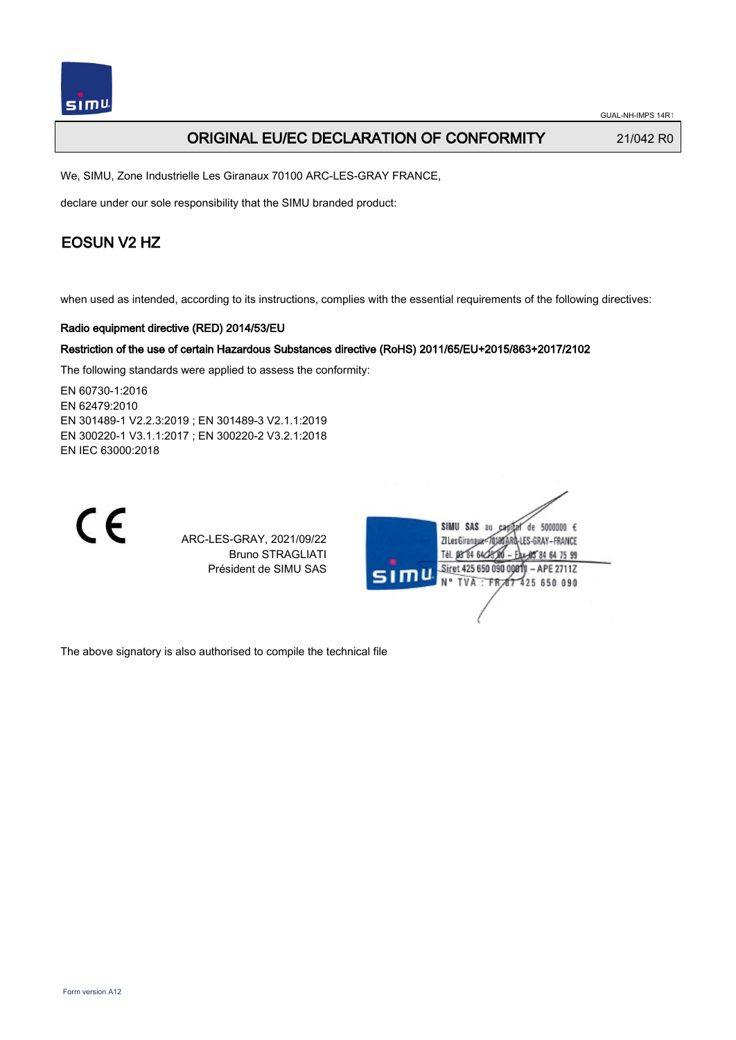# ORIGINAL EU/EC DECLARATION OF CONFORMITY

21/042 R0

We, SIMU, Zone Industrielle Les Giranaux 70100 ARC-LES-GRAY FRANCE,

declare under our sole responsibility that the SIMU branded product:

## EOSUN V2 HZ

when used as intended, according to its instructions, complies with the essential requirements of the following directives:

**Radio equipment directive (RED) 2014/53/EU**

**Restriction of the use of certain Hazardous Substances directive (RoHS) 2011/65/EU+2015/863+2017/2102**

The following standards were applied to assess the conformity:

EN 60730-1:2016
EN 62479:2010
EN 301489-1 V2.2.3:2019 ; EN 301489-3 V2.1.1:2019
EN 300220-1 V3.1.1:2017 ; EN 300220-2 V3.2.1:2018
EN IEC 63000:2018

CE

ARC-LES-GRAY, 2021/09/22
Bruno STRAGLIATI
Président de SIMU SAS

SIMU SAS au capital de 5000000 €
ZI Les Giranaux 70100 ARC-LES-GRAY-FRANCE
Tél. 03 84 64 78 00 – Fax 03 84 64 75 99
Siret 425 650 090 00011 – APE 2711Z
N° TVA : FR 87 425 650 090

The above signatory is also authorised to compile the technical file

Form version A12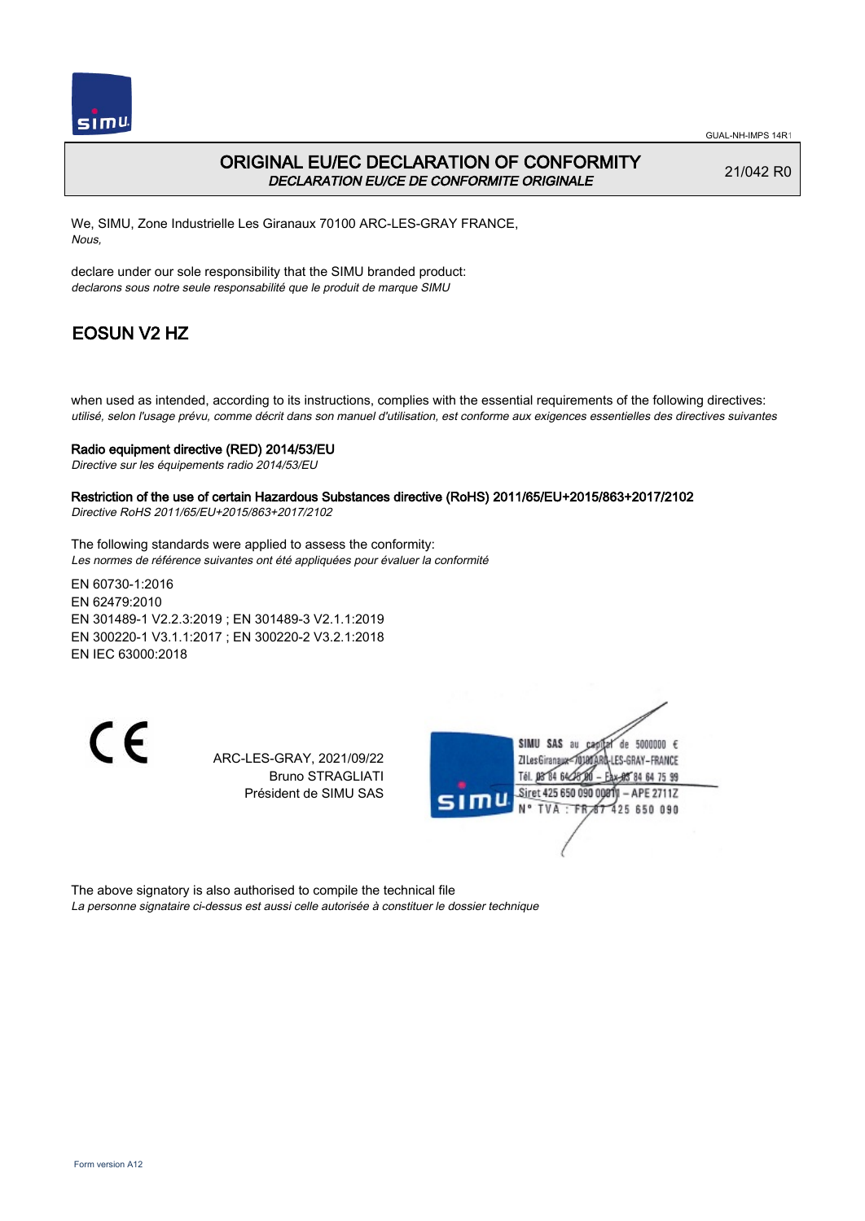# ORIGINAL EU/EC DECLARATION OF CONFORMITY

*DECLARATION EU/CE DE CONFORMITE ORIGINALE*

21/042 R0

We, SIMU, Zone Industrielle Les Giranaux 70100 ARC-LES-GRAY FRANCE,
*Nous,*

declare under our sole responsibility that the SIMU branded product:
*declarons sous notre seule responsabilité que le produit de marque SIMU*

## EOSUN V2 HZ

when used as intended, according to its instructions, complies with the essential requirements of the following directives:
*utilisé, selon l'usage prévu, comme décrit dans son manuel d'utilisation, est conforme aux exigences essentielles des directives suivantes*

**Radio equipment directive (RED) 2014/53/EU**
*Directive sur les équipements radio 2014/53/EU*

**Restriction of the use of certain Hazardous Substances directive (RoHS) 2011/65/EU+2015/863+2017/2102**
*Directive RoHS 2011/65/EU+2015/863+2017/2102*

The following standards were applied to assess the conformity:
*Les normes de référence suivantes ont été appliquées pour évaluer la conformité*

EN 60730-1:2016
EN 62479:2010
EN 301489-1 V2.2.3:2019 ; EN 301489-3 V2.1.1:2019
EN 300220-1 V3.1.1:2017 ; EN 300220-2 V3.2.1:2018
EN IEC 63000:2018

CE

ARC-LES-GRAY, 2021/09/22
Bruno STRAGLIATI
Président de SIMU SAS

SIMU SAS au capital de 5000000 €
ZI Les Giranaux 70100 ARC-LES-GRAY–FRANCE
Tél. 03 84 64 75 00 – Fax 03 84 64 75 99
Siret 425 650 090 00011 – APE 2711Z
N° TVA : FR 87 425 650 090

The above signatory is also authorised to compile the technical file
*La personne signataire ci-dessus est aussi celle autorisée à constituer le dossier technique*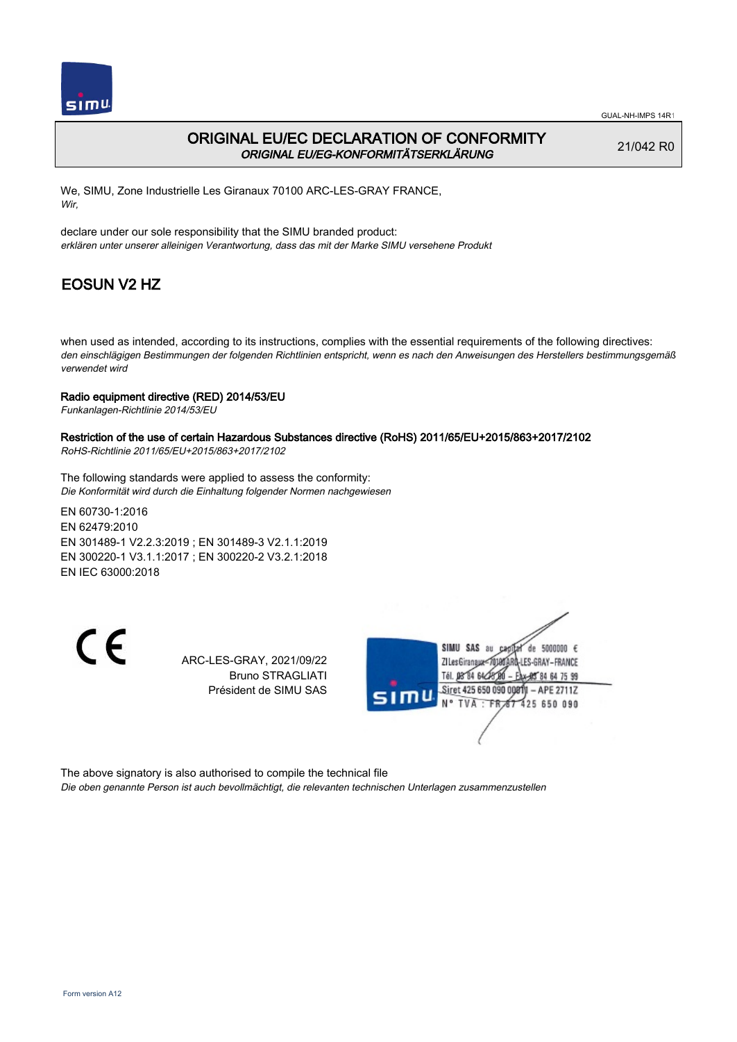GUAL-NH-IMPS 14R1

# ORIGINAL EU/EC DECLARATION OF CONFORMITY
*ORIGINAL EU/EG-KONFORMITÄTSERKLÄRUNG*

21/042 R0

We, SIMU, Zone Industrielle Les Giranaux 70100 ARC-LES-GRAY FRANCE,
*Wir,*

declare under our sole responsibility that the SIMU branded product:
*erklären unter unserer alleinigen Verantwortung, dass das mit der Marke SIMU versehene Produkt*

## EOSUN V2 HZ

when used as intended, according to its instructions, complies with the essential requirements of the following directives:
*den einschlägigen Bestimmungen der folgenden Richtlinien entspricht, wenn es nach den Anweisungen des Herstellers bestimmungsgemäß verwendet wird*

**Radio equipment directive (RED) 2014/53/EU**
*Funkanlagen-Richtlinie 2014/53/EU*

**Restriction of the use of certain Hazardous Substances directive (RoHS) 2011/65/EU+2015/863+2017/2102**
*RoHS-Richtlinie 2011/65/EU+2015/863+2017/2102*

The following standards were applied to assess the conformity:
*Die Konformität wird durch die Einhaltung folgender Normen nachgewiesen*

EN 60730-1:2016
EN 62479:2010
EN 301489-1 V2.2.3:2019 ; EN 301489-3 V2.1.1:2019
EN 300220-1 V3.1.1:2017 ; EN 300220-2 V3.2.1:2018
EN IEC 63000:2018

ARC-LES-GRAY, 2021/09/22
Bruno STRAGLIATI
Président de SIMU SAS

SIMU SAS au capital de 5000000 €
ZI Les Giranaux 70100 ARC-LES-GRAY-FRANCE
Tél. 03 84 64 75 00 – Fax 03 84 64 75 99
Siret 425 650 090 00011 – APE 2711Z
N° TVA : FR 87 425 650 090

The above signatory is also authorised to compile the technical file
*Die oben genannte Person ist auch bevollmächtigt, die relevanten technischen Unterlagen zusammenzustellen*

Form version A12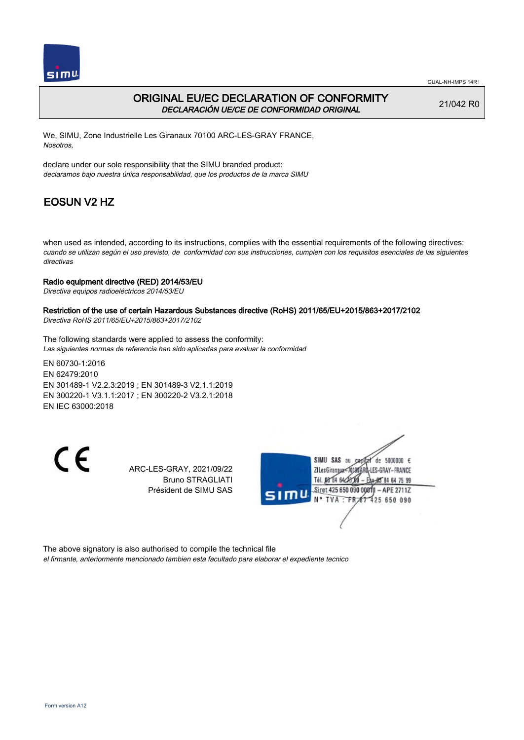GUAL-NH-IMPS 14R1

# ORIGINAL EU/EC DECLARATION OF CONFORMITY

*DECLARACIÓN UE/CE DE CONFORMIDAD ORIGINAL*

21/042 R0

We, SIMU, Zone Industrielle Les Giranaux 70100 ARC-LES-GRAY FRANCE,
*Nosotros,*

declare under our sole responsibility that the SIMU branded product:
*declaramos bajo nuestra única responsabilidad, que los productos de la marca SIMU*

## EOSUN V2 HZ

when used as intended, according to its instructions, complies with the essential requirements of the following directives:
*cuando se utilizan según el uso previsto, de conformidad con sus instrucciones, cumplen con los requisitos esenciales de las siguientes directivas*

**Radio equipment directive (RED) 2014/53/EU**
*Directiva equipos radioeléctricos 2014/53/EU*

**Restriction of the use of certain Hazardous Substances directive (RoHS) 2011/65/EU+2015/863+2017/2102**
*Directiva RoHS 2011/65/EU+2015/863+2017/2102*

The following standards were applied to assess the conformity:
*Las siguientes normas de referencia han sido aplicadas para evaluar la conformidad*

EN 60730-1:2016
EN 62479:2010
EN 301489-1 V2.2.3:2019 ; EN 301489-3 V2.1.1:2019
EN 300220-1 V3.1.1:2017 ; EN 300220-2 V3.2.1:2018
EN IEC 63000:2018

CE

ARC-LES-GRAY, 2021/09/22
Bruno STRAGLIATI
Président de SIMU SAS

SIMU SAS au capital de 5000000 €
ZI Les Giranaux 70100 ARC-LES-GRAY-FRANCE
Tél. 03 84 64 75 00 – Fax 03 84 64 75 99
Siret 425 650 090 00011 – APE 2711Z
N° TVA : FR 87 425 650 090

The above signatory is also authorised to compile the technical file
*el firmante, anteriormente mencionado tambien esta facultado para elaborar el expediente tecnico*

Form version A12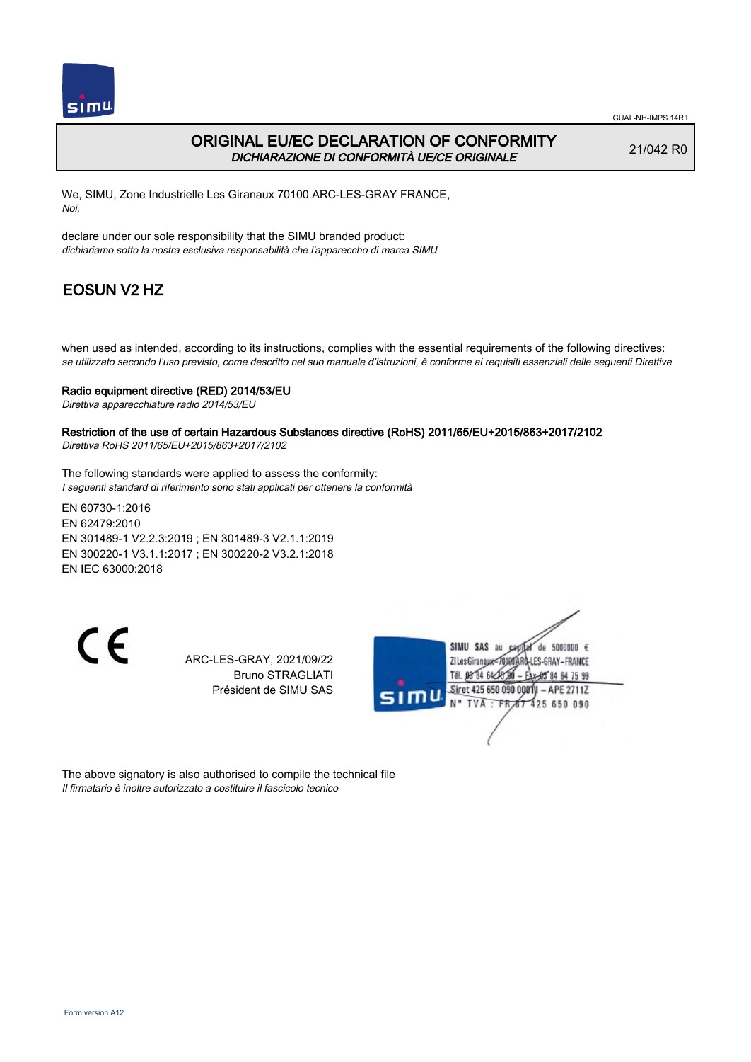GUAL-NH-IMPS 14R1

# ORIGINAL EU/EC DECLARATION OF CONFORMITY

*DICHIARAZIONE DI CONFORMITÀ UE/CE ORIGINALE*

21/042 R0

We, SIMU, Zone Industrielle Les Giranaux 70100 ARC-LES-GRAY FRANCE,
*Noi,*

declare under our sole responsibility that the SIMU branded product:
*dichiariamo sotto la nostra esclusiva responsabilità che l'apparecchio di marca SIMU*

## EOSUN V2 HZ

when used as intended, according to its instructions, complies with the essential requirements of the following directives:
*se utilizzato secondo l'uso previsto, come descritto nel suo manuale d'istruzioni, è conforme ai requisiti essenziali delle seguenti Direttive*

**Radio equipment directive (RED) 2014/53/EU**
*Direttiva apparecchiature radio 2014/53/EU*

**Restriction of the use of certain Hazardous Substances directive (RoHS) 2011/65/EU+2015/863+2017/2102**
*Direttiva RoHS 2011/65/EU+2015/863+2017/2102*

The following standards were applied to assess the conformity:
*I seguenti standard di riferimento sono stati applicati per ottenere la conformità*

EN 60730-1:2016
EN 62479:2010
EN 301489-1 V2.2.3:2019 ; EN 301489-3 V2.1.1:2019
EN 300220-1 V3.1.1:2017 ; EN 300220-2 V3.2.1:2018
EN IEC 63000:2018

CE

ARC-LES-GRAY, 2021/09/22
Bruno STRAGLIATI
Président de SIMU SAS

SIMU SAS au capital de 5000000 €
ZI Les Giranaux 70100 ARC-LES-GRAY-FRANCE
Tél. 03 84 64 28 00 – Fax 03 84 64 75 99
Siret 425 650 090 00011 – APE 2711Z
N° TVA : FR 87 425 650 090

The above signatory is also authorised to compile the technical file
*Il firmatario è inoltre autorizzato a costituire il fascicolo tecnico*

Form version A12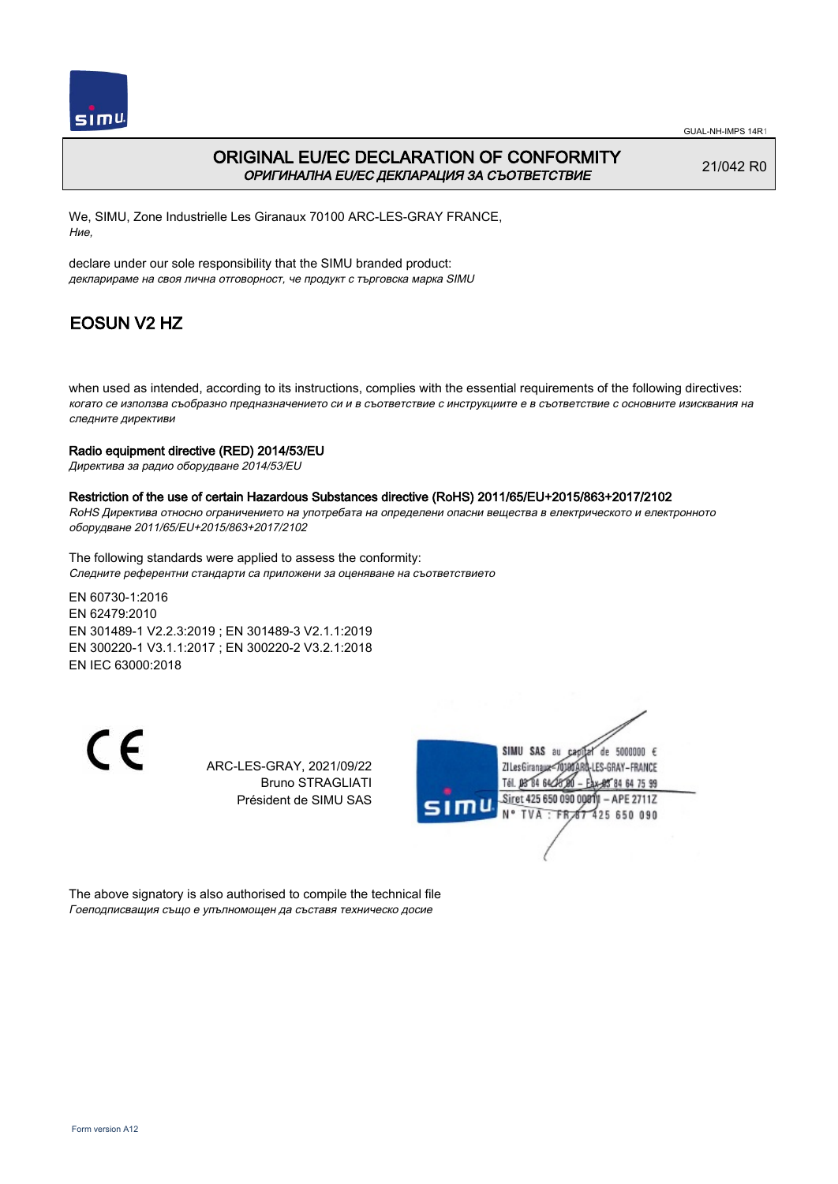# ORIGINAL EU/EC DECLARATION OF CONFORMITY
*ОРИГИНАЛНА EU/EC ДЕКЛАРАЦИЯ ЗА СЪОТВЕТСТВИЕ*

21/042 R0

We, SIMU, Zone Industrielle Les Giranaux 70100 ARC-LES-GRAY FRANCE,
*Ние,*

declare under our sole responsibility that the SIMU branded product:
*декларираме на своя лична отговорност, че продукт с търговска марка SIMU*

## EOSUN V2 HZ

when used as intended, according to its instructions, complies with the essential requirements of the following directives:
*когато се използва съобразно предназначението си и в съответствие с инструкциите е в съответствие с основните изисквания на следните директиви*

**Radio equipment directive (RED) 2014/53/EU**
*Директива за радио оборудване 2014/53/EU*

**Restriction of the use of certain Hazardous Substances directive (RoHS) 2011/65/EU+2015/863+2017/2102**
*RoHS Директива относно ограничението на употребата на определени опасни вещества в електрическото и електронното оборудване 2011/65/EU+2015/863+2017/2102*

The following standards were applied to assess the conformity:
*Следните референтни стандарти са приложени за оценяване на съответствието*

EN 60730-1:2016
EN 62479:2010
EN 301489-1 V2.2.3:2019 ; EN 301489-3 V2.1.1:2019
EN 300220-1 V3.1.1:2017 ; EN 300220-2 V3.2.1:2018
EN IEC 63000:2018

CE

ARC-LES-GRAY, 2021/09/22
Bruno STRAGLIATI
Président de SIMU SAS

SIMU SAS au capital de 5000000 €
ZI Les Giranaux 70100 ARC-LES-GRAY-FRANCE
Tél. 03 84 64 78 00 – Fax 03 84 64 75 99
Siret 425 650 090 00011 – APE 2711Z
N° TVA : FR 87 425 650 090

The above signatory is also authorised to compile the technical file
*Гоеподписващия също е упълномощен да съставя техническо досие*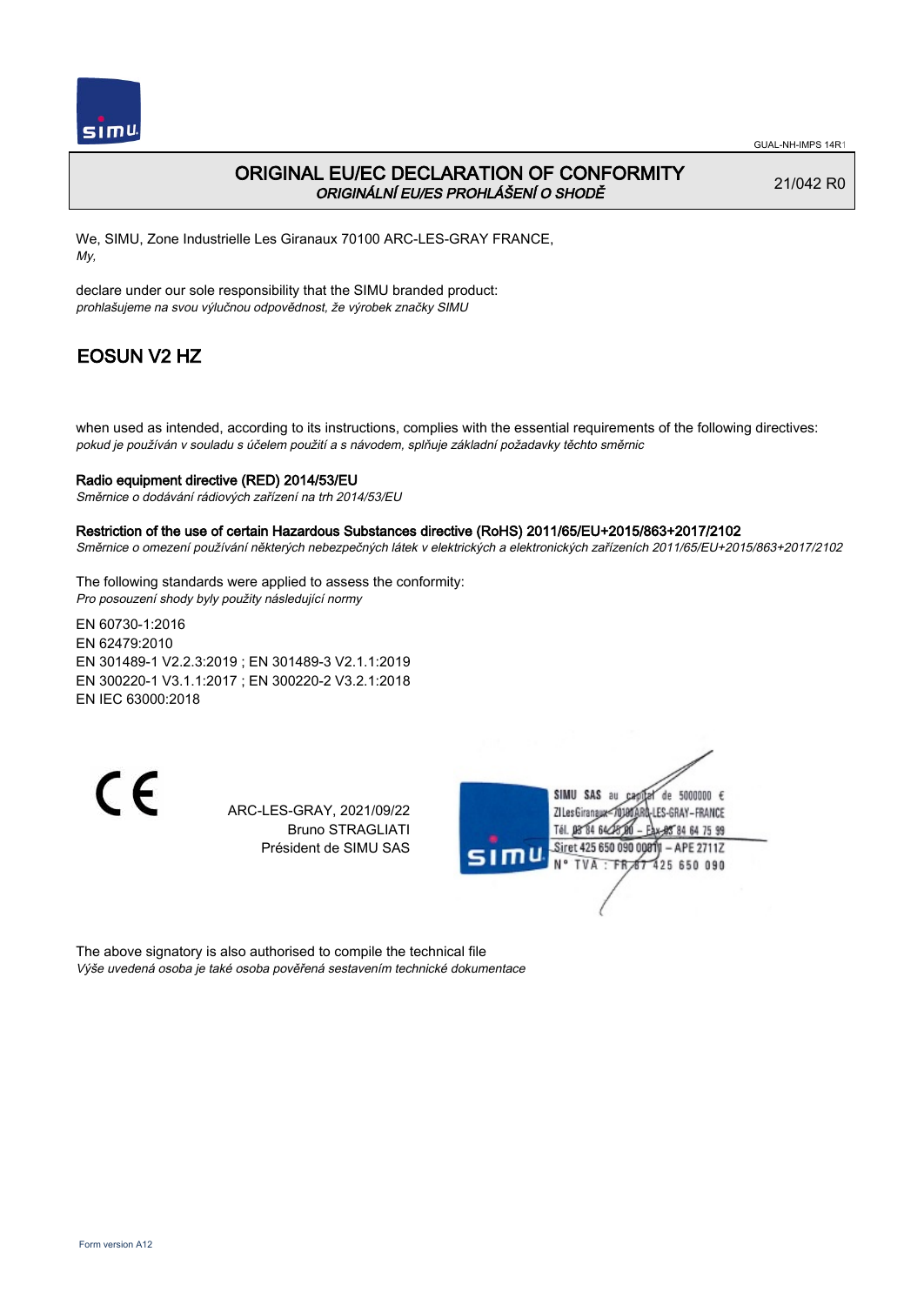GUAL-NH-IMPS 14R1

# ORIGINAL EU/EC DECLARATION OF CONFORMITY
*ORIGINÁLNÍ EU/ES PROHLÁŠENÍ O SHODĚ*

21/042 R0

We, SIMU, Zone Industrielle Les Giranaux 70100 ARC-LES-GRAY FRANCE,
*My,*

declare under our sole responsibility that the SIMU branded product:
*prohlašujeme na svou výlučnou odpovědnost, že výrobek značky SIMU*

## EOSUN V2 HZ

when used as intended, according to its instructions, complies with the essential requirements of the following directives:
*pokud je používán v souladu s účelem použití a s návodem, splňuje základní požadavky těchto směrnic*

**Radio equipment directive (RED) 2014/53/EU**
*Směrnice o dodávání rádiových zařízení na trh 2014/53/EU*

**Restriction of the use of certain Hazardous Substances directive (RoHS) 2011/65/EU+2015/863+2017/2102**
*Směrnice o omezení používání některých nebezpečných látek v elektrických a elektronických zařízeních 2011/65/EU+2015/863+2017/2102*

The following standards were applied to assess the conformity:
*Pro posouzení shody byly použity následující normy*

EN 60730-1:2016
EN 62479:2010
EN 301489-1 V2.2.3:2019 ; EN 301489-3 V2.1.1:2019
EN 300220-1 V3.1.1:2017 ; EN 300220-2 V3.2.1:2018
EN IEC 63000:2018

CE

ARC-LES-GRAY, 2021/09/22
Bruno STRAGLIATI
Président de SIMU SAS

SIMU SAS au capital de 5000000 €
ZI Les Giranaux 70100 ARC-LES-GRAY-FRANCE
Tél. 03 84 64 75 00 – Fax 03 84 64 75 99
Siret 425 650 090 00011 – APE 2711Z
N° TVA : FR 87 425 650 090

The above signatory is also authorised to compile the technical file
*Výše uvedená osoba je také osoba pověřená sestavením technické dokumentace*

Form version A12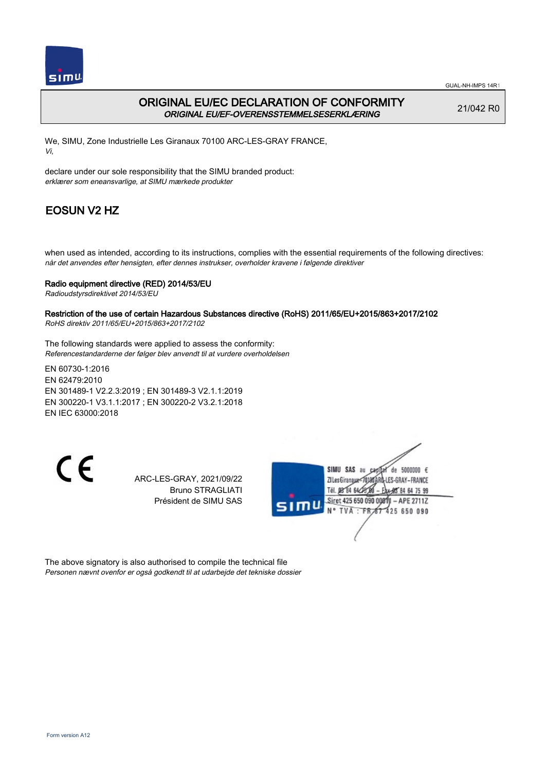# ORIGINAL EU/EC DECLARATION OF CONFORMITY

***ORIGINAL EU/EF-OVERENSSTEMMELSESERKLÆRING***

21/042 R0

We, SIMU, Zone Industrielle Les Giranaux 70100 ARC-LES-GRAY FRANCE,
*Vi,*

declare under our sole responsibility that the SIMU branded product:
*erklærer som eneansvarlige, at SIMU mærkede produkter*

## EOSUN V2 HZ

when used as intended, according to its instructions, complies with the essential requirements of the following directives:
*når det anvendes efter hensigten, efter dennes instrukser, overholder kravene i følgende direktiver*

**Radio equipment directive (RED) 2014/53/EU**
*Radioudstyrsdirektivet 2014/53/EU*

**Restriction of the use of certain Hazardous Substances directive (RoHS) 2011/65/EU+2015/863+2017/2102**
*RoHS direktiv 2011/65/EU+2015/863+2017/2102*

The following standards were applied to assess the conformity:
*Referencestandarderne der følger blev anvendt til at vurdere overholdelsen*

EN 60730-1:2016
EN 62479:2010
EN 301489-1 V2.2.3:2019 ; EN 301489-3 V2.1.1:2019
EN 300220-1 V3.1.1:2017 ; EN 300220-2 V3.2.1:2018
EN IEC 63000:2018

CE

ARC-LES-GRAY, 2021/09/22
Bruno STRAGLIATI
Président de SIMU SAS

SIMU SAS au capital de 5000000 €
ZI Les Giranaux 70100 ARC-LES-GRAY-FRANCE
Tél. 03 84 64 75 00 – Fax 03 84 64 75 99
Siret 425 650 090 00011 – APE 2711Z
N° TVA : FR 87 425 650 090

The above signatory is also authorised to compile the technical file
*Personen nævnt ovenfor er også godkendt til at udarbejde det tekniske dossier*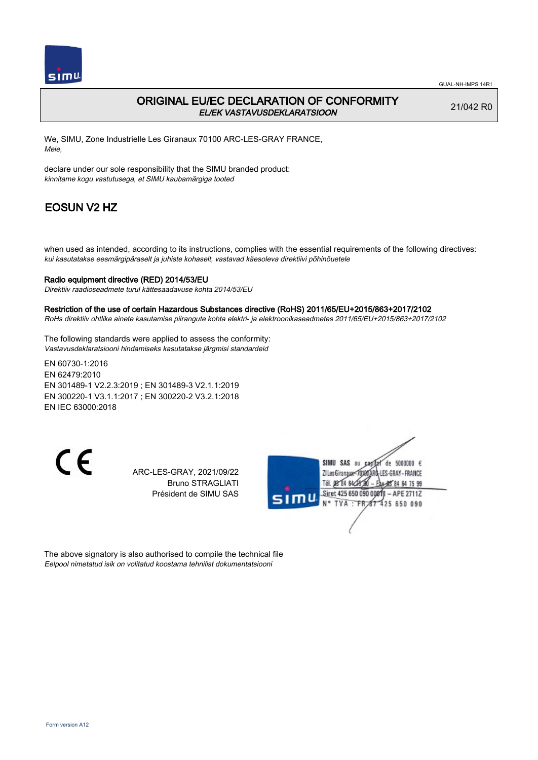# ORIGINAL EU/EC DECLARATION OF CONFORMITY

*EL/EK VASTAVUSDEKLARATSIOON*

21/042 R0

We, SIMU, Zone Industrielle Les Giranaux 70100 ARC-LES-GRAY FRANCE,
*Meie,*

declare under our sole responsibility that the SIMU branded product:
*kinnitame kogu vastutusega, et SIMU kaubamärgiga tooted*

## EOSUN V2 HZ

when used as intended, according to its instructions, complies with the essential requirements of the following directives:
*kui kasutatakse eesmärgipäraselt ja juhiste kohaselt, vastavad käesoleva direktiivi põhinõuetele*

**Radio equipment directive (RED) 2014/53/EU**
*Direktiiv raadioseadmete turul kättesaadavuse kohta 2014/53/EU*

**Restriction of the use of certain Hazardous Substances directive (RoHS) 2011/65/EU+2015/863+2017/2102**
*RoHs direktiiv ohtlike ainete kasutamise piirangute kohta elektri- ja elektroonikaseadmetes 2011/65/EU+2015/863+2017/2102*

The following standards were applied to assess the conformity:
*Vastavusdeklaratsiooni hindamiseks kasutatakse järgmisi standardeid*

EN 60730-1:2016
EN 62479:2010
EN 301489-1 V2.2.3:2019 ; EN 301489-3 V2.1.1:2019
EN 300220-1 V3.1.1:2017 ; EN 300220-2 V3.2.1:2018
EN IEC 63000:2018

CE

ARC-LES-GRAY, 2021/09/22
Bruno STRAGLIATI
Président de SIMU SAS

SIMU SAS au capital de 5000000 €
ZI Les Giranaux 70100 ARC-LES-GRAY-FRANCE
Tél. 03 84 64 75 00 – Fax 03 84 64 75 99
Siret 425 650 090 00011 – APE 2711Z
N° TVA : FR 87 425 650 090

The above signatory is also authorised to compile the technical file
*Eelpool nimetatud isik on volitatud koostama tehnilist dokumentatsiooni*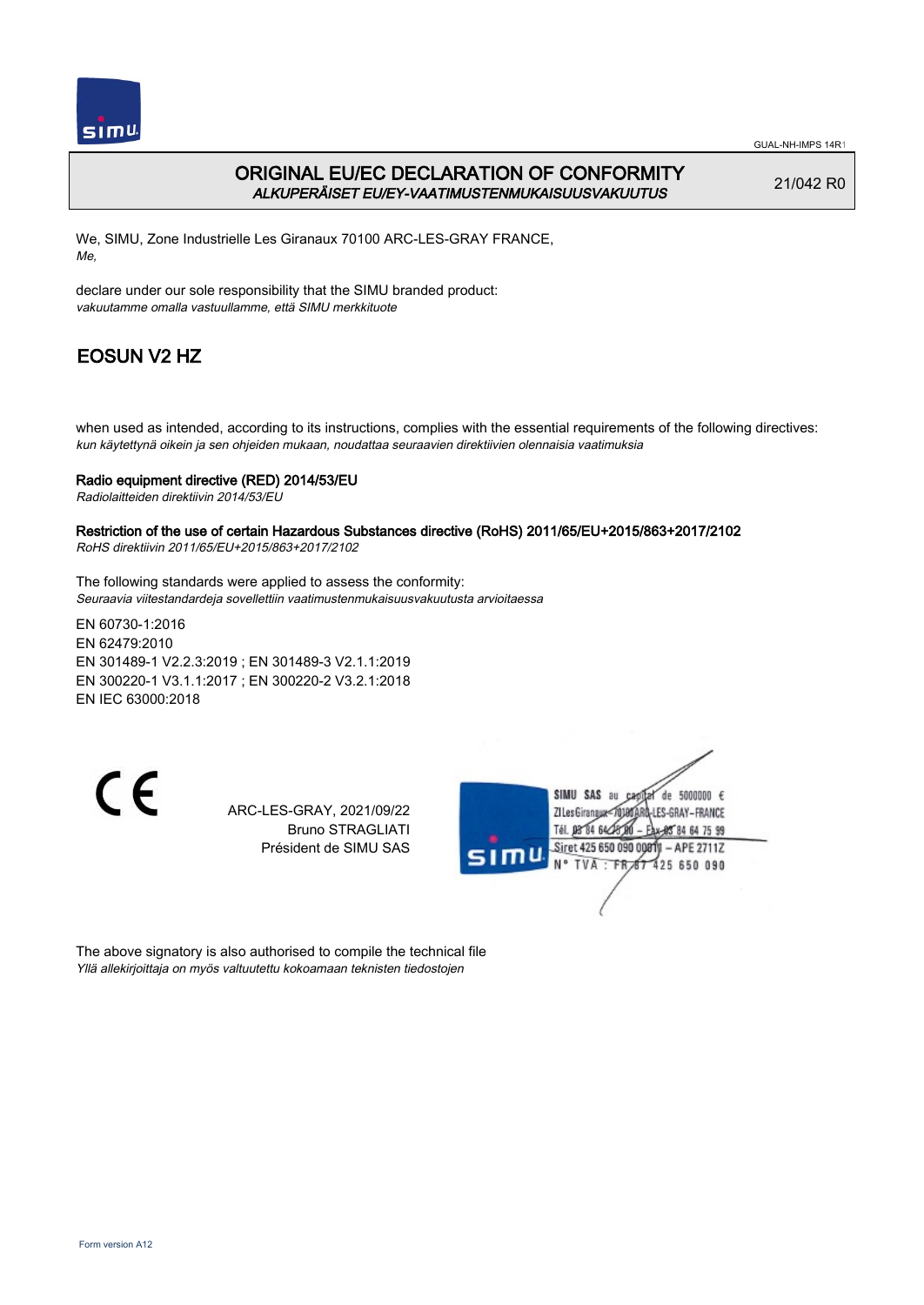# ORIGINAL EU/EC DECLARATION OF CONFORMITY
*ALKUPERÄISET EU/EY-VAATIMUSTENMUKAISUUSVAKUUTUS*

21/042 R0

We, SIMU, Zone Industrielle Les Giranaux 70100 ARC-LES-GRAY FRANCE,
*Me,*

declare under our sole responsibility that the SIMU branded product:
*vakuutamme omalla vastuullamme, että SIMU merkkituote*

## EOSUN V2 HZ

when used as intended, according to its instructions, complies with the essential requirements of the following directives:
*kun käytettynä oikein ja sen ohjeiden mukaan, noudattaa seuraavien direktiivien olennaisia vaatimuksia*

**Radio equipment directive (RED) 2014/53/EU**
*Radiolaitteiden direktiivin 2014/53/EU*

**Restriction of the use of certain Hazardous Substances directive (RoHS) 2011/65/EU+2015/863+2017/2102**
*RoHS direktiivin 2011/65/EU+2015/863+2017/2102*

The following standards were applied to assess the conformity:
*Seuraavia viitestandardeja sovellettiin vaatimustenmukaisuusvakuutusta arvioitaessa*

EN 60730-1:2016
EN 62479:2010
EN 301489-1 V2.2.3:2019 ; EN 301489-3 V2.1.1:2019
EN 300220-1 V3.1.1:2017 ; EN 300220-2 V3.2.1:2018
EN IEC 63000:2018

CE

ARC-LES-GRAY, 2021/09/22
Bruno STRAGLIATI
Président de SIMU SAS

SIMU SAS au capital de 5000000 €
ZI Les Giranaux 70100 ARC-LES-GRAY-FRANCE
Tél. 03 84 64 75 00 – Fax 03 84 64 75 99
Siret 425 650 090 00011 – APE 2711Z
N° TVA : FR 87 425 650 090

The above signatory is also authorised to compile the technical file
*Yllä allekirjoittaja on myös valtuutettu kokoamaan teknisten tiedostojen*

Form version A12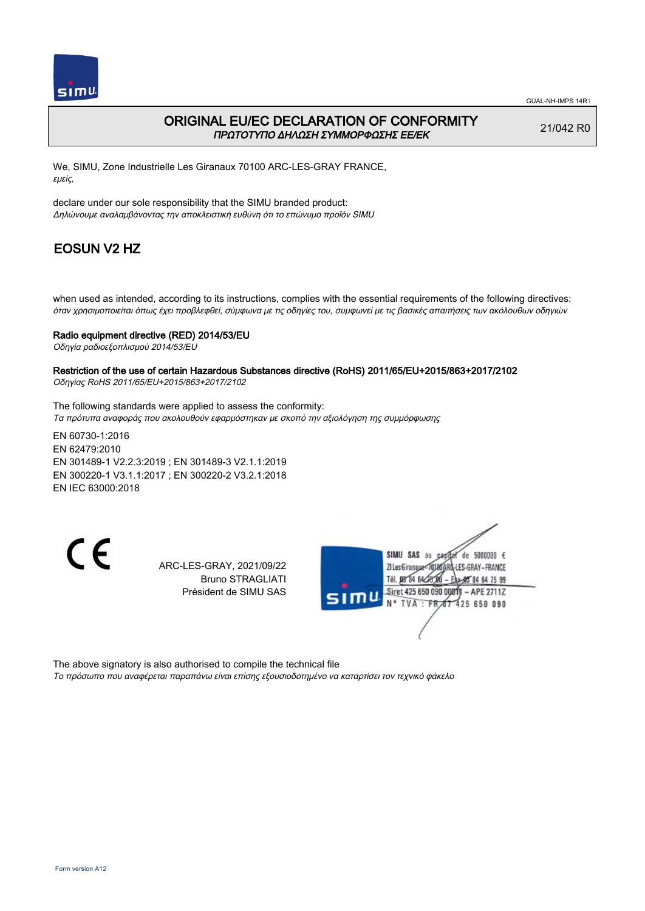# ORIGINAL EU/EC DECLARATION OF CONFORMITY
*ΠΡΩΤΟΤΥΠΟ ΔΗΛΩΣΗ ΣΥΜΜΟΡΦΩΣΗΣ ΕΕ/ΕΚ*

21/042 R0

We, SIMU, Zone Industrielle Les Giranaux 70100 ARC-LES-GRAY FRANCE,
*εμείς,*

declare under our sole responsibility that the SIMU branded product:
*Δηλώνουμε αναλαμβάνοντας την αποκλειστική ευθύνη ότι το επώνυμο προϊόν SIMU*

## EOSUN V2 HZ

when used as intended, according to its instructions, complies with the essential requirements of the following directives:
*όταν χρησιμοποιείται όπως έχει προβλεφθεί, σύμφωνα με τις οδηγίες του, συμφωνεί με τις βασικές απαιτήσεις των ακόλουθων οδηγιών*

**Radio equipment directive (RED) 2014/53/EU**
*Οδηγία ραδιοεξοπλισμού 2014/53/EU*

**Restriction of the use of certain Hazardous Substances directive (RoHS) 2011/65/EU+2015/863+2017/2102**
*Οδηγίας RoHS 2011/65/EU+2015/863+2017/2102*

The following standards were applied to assess the conformity:
*Τα πρότυπα αναφοράς που ακολουθούν εφαρμόστηκαν με σκοπό την αξιολόγηση της συμμόρφωσης*

EN 60730-1:2016
EN 62479:2010
EN 301489-1 V2.2.3:2019 ; EN 301489-3 V2.1.1:2019
EN 300220-1 V3.1.1:2017 ; EN 300220-2 V3.2.1:2018
EN IEC 63000:2018

CE

ARC-LES-GRAY, 2021/09/22
Bruno STRAGLIATI
Président de SIMU SAS

SIMU SAS au capital de 5000000 €
ZI Les Giranaux 70100 ARC-LES-GRAY-FRANCE
Tél. 03 84 64 75 00 – Fax 03 84 64 75 99
Siret 425 650 090 00011 – APE 2711Z
N° TVA : FR 87 425 650 090

The above signatory is also authorised to compile the technical file
*Το πρόσωπο που αναφέρεται παραπάνω είναι επίσης εξουσιοδοτημένο να καταρτίσει τον τεχνικό φάκελο*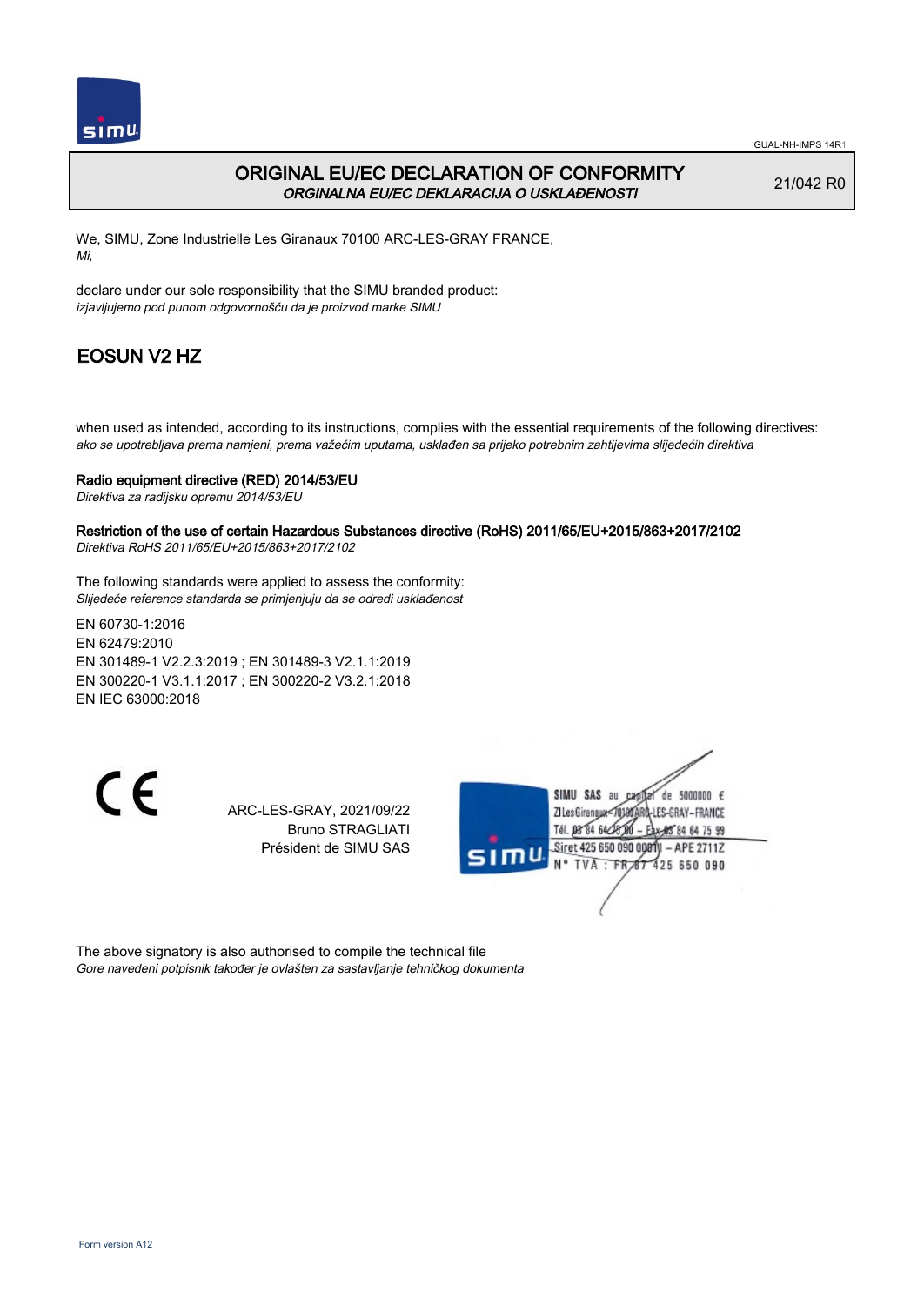# ORIGINAL EU/EC DECLARATION OF CONFORMITY

*ORGINALNA EU/EC DEKLARACIJA O USKLAĐENOSTI*

21/042 R0

We, SIMU, Zone Industrielle Les Giranaux 70100 ARC-LES-GRAY FRANCE,
*Mi,*

declare under our sole responsibility that the SIMU branded product:
*izjavljujemo pod punom odgovornošču da je proizvod marke SIMU*

## EOSUN V2 HZ

when used as intended, according to its instructions, complies with the essential requirements of the following directives:
*ako se upotrebljava prema namjeni, prema važećim uputama, usklađen sa prijeko potrebnim zahtijevima slijedećih direktiva*

**Radio equipment directive (RED) 2014/53/EU**
*Direktiva za radijsku opremu 2014/53/EU*

**Restriction of the use of certain Hazardous Substances directive (RoHS) 2011/65/EU+2015/863+2017/2102**
*Direktiva RoHS 2011/65/EU+2015/863+2017/2102*

The following standards were applied to assess the conformity:
*Slijedeće reference standarda se primjenjuju da se odredi usklađenost*

EN 60730-1:2016
EN 62479:2010
EN 301489-1 V2.2.3:2019 ; EN 301489-3 V2.1.1:2019
EN 300220-1 V3.1.1:2017 ; EN 300220-2 V3.2.1:2018
EN IEC 63000:2018

CE

ARC-LES-GRAY, 2021/09/22
Bruno STRAGLIATI
Président de SIMU SAS

SIMU SAS au capital de 5000000 €
ZI Les Giranaux 70100 ARC-LES-GRAY-FRANCE
Tél. 03 84 64 75 00 – Fax 03 84 64 75 99
Siret 425 650 090 00011 – APE 2711Z
N° TVA : FR 87 425 650 090

The above signatory is also authorised to compile the technical file
*Gore navedeni potpisnik također je ovlašten za sastavljanje tehničkog dokumenta*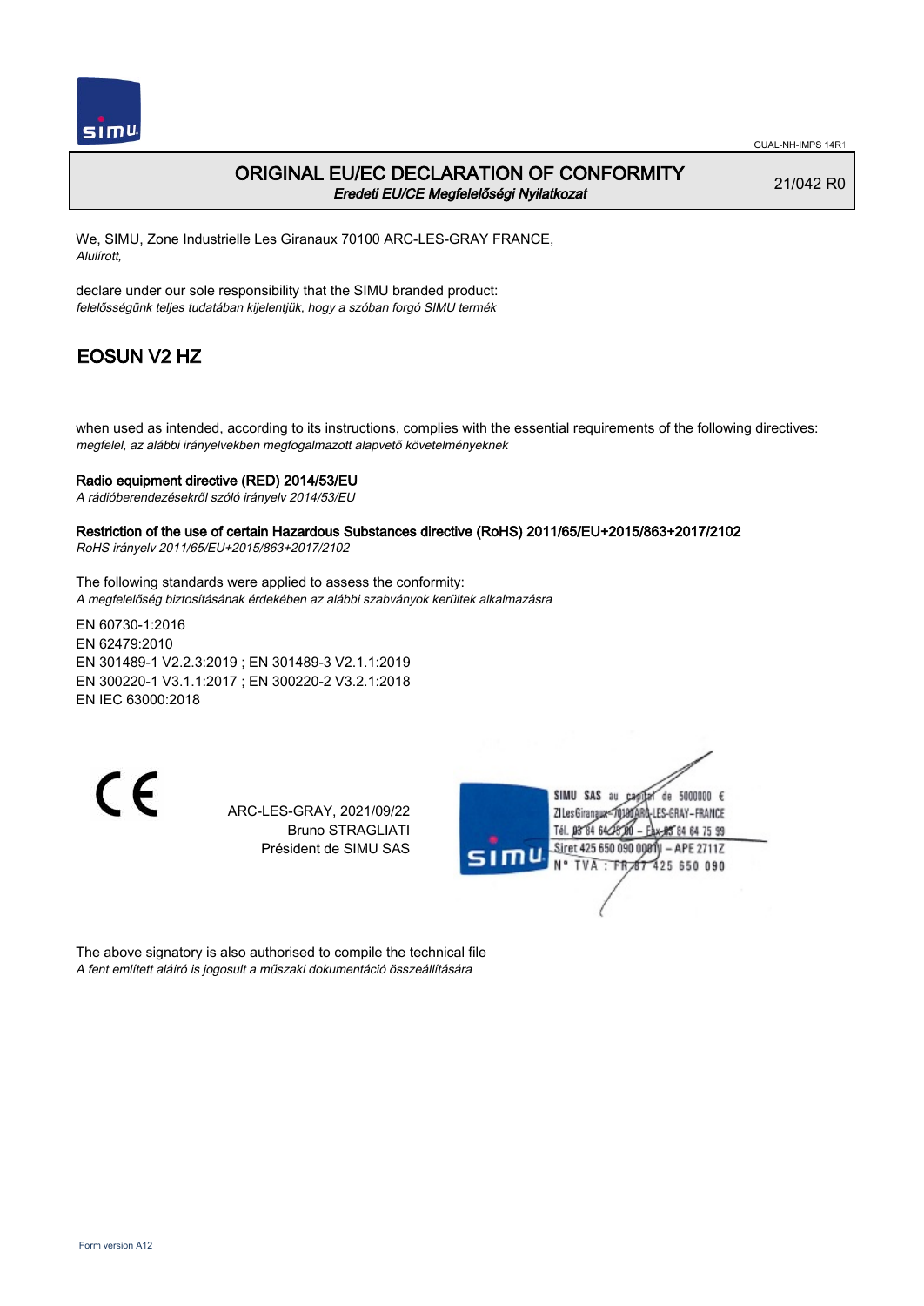GUAL-NH-IMPS 14R1

# ORIGINAL EU/EC DECLARATION OF CONFORMITY

*Eredeti EU/CE Megfelelőségi Nyilatkozat*

21/042 R0

We, SIMU, Zone Industrielle Les Giranaux 70100 ARC-LES-GRAY FRANCE,
*Alulírott,*

declare under our sole responsibility that the SIMU branded product:
*felelősségünk teljes tudatában kijelentjük, hogy a szóban forgó SIMU termék*

## EOSUN V2 HZ

when used as intended, according to its instructions, complies with the essential requirements of the following directives:
*megfelel, az alábbi irányelvekben megfogalmazott alapvető követelményeknek*

**Radio equipment directive (RED) 2014/53/EU**
*A rádióberendezésekről szóló irányelv 2014/53/EU*

**Restriction of the use of certain Hazardous Substances directive (RoHS) 2011/65/EU+2015/863+2017/2102**
*RoHS irányelv 2011/65/EU+2015/863+2017/2102*

The following standards were applied to assess the conformity:
*A megfelelőség biztosításának érdekében az alábbi szabványok kerültek alkalmazásra*

EN 60730-1:2016
EN 62479:2010
EN 301489-1 V2.2.3:2019 ; EN 301489-3 V2.1.1:2019
EN 300220-1 V3.1.1:2017 ; EN 300220-2 V3.2.1:2018
EN IEC 63000:2018

CE

ARC-LES-GRAY, 2021/09/22
Bruno STRAGLIATI
Président de SIMU SAS

SIMU SAS au capital de 5000000 €
ZI Les Giranaux 70100 ARC-LES-GRAY-FRANCE
Tél. 03 84 64 78 00 – Fax 03 84 64 75 99
Siret 425 650 090 00011 – APE 2711Z
N° TVA : FR 87 425 650 090

The above signatory is also authorised to compile the technical file
*A fent említett aláíró is jogosult a műszaki dokumentáció összeállítására*

Form version A12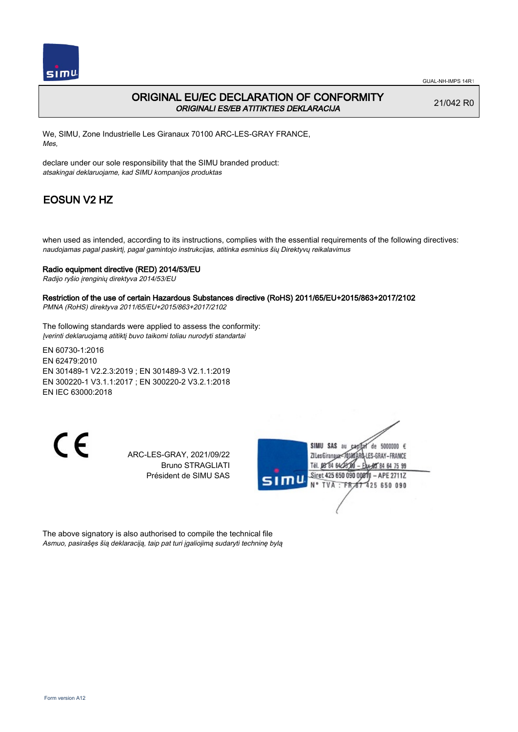# ORIGINAL EU/EC DECLARATION OF CONFORMITY

*ORIGINALI ES/EB ATITIKTIES DEKLARACIJA*

21/042 R0

We, SIMU, Zone Industrielle Les Giranaux 70100 ARC-LES-GRAY FRANCE,
*Mes,*

declare under our sole responsibility that the SIMU branded product:
*atsakingai deklaruojame, kad SIMU kompanijos produktas*

## EOSUN V2 HZ

when used as intended, according to its instructions, complies with the essential requirements of the following directives:
*naudojamas pagal paskirtį, pagal gamintojo instrukcijas, atitinka esminius šių Direktyvų reikalavimus*

**Radio equipment directive (RED) 2014/53/EU**
*Radijo ryšio įrenginių direktyva 2014/53/EU*

**Restriction of the use of certain Hazardous Substances directive (RoHS) 2011/65/EU+2015/863+2017/2102**
*PMNA (RoHS) direktyva 2011/65/EU+2015/863+2017/2102*

The following standards were applied to assess the conformity:
*Įverinti deklaruojamą atitiktį buvo taikomi toliau nurodyti standartai*

EN 60730-1:2016
EN 62479:2010
EN 301489-1 V2.2.3:2019 ; EN 301489-3 V2.1.1:2019
EN 300220-1 V3.1.1:2017 ; EN 300220-2 V3.2.1:2018
EN IEC 63000:2018

CE

ARC-LES-GRAY, 2021/09/22
Bruno STRAGLIATI
Président de SIMU SAS

SIMU SAS au capital de 5000000 €
ZI Les Giranaux 70100 ARC-LES-GRAY-FRANCE
Tél. 03 84 64 78 00 – Fax 03 84 64 75 99
Siret 425 650 090 00011 – APE 2711Z
N° TVA : FR 67 425 650 090

The above signatory is also authorised to compile the technical file
*Asmuo, pasirašęs šią deklaraciją, taip pat turi įgaliojimą sudaryti techninę bylą*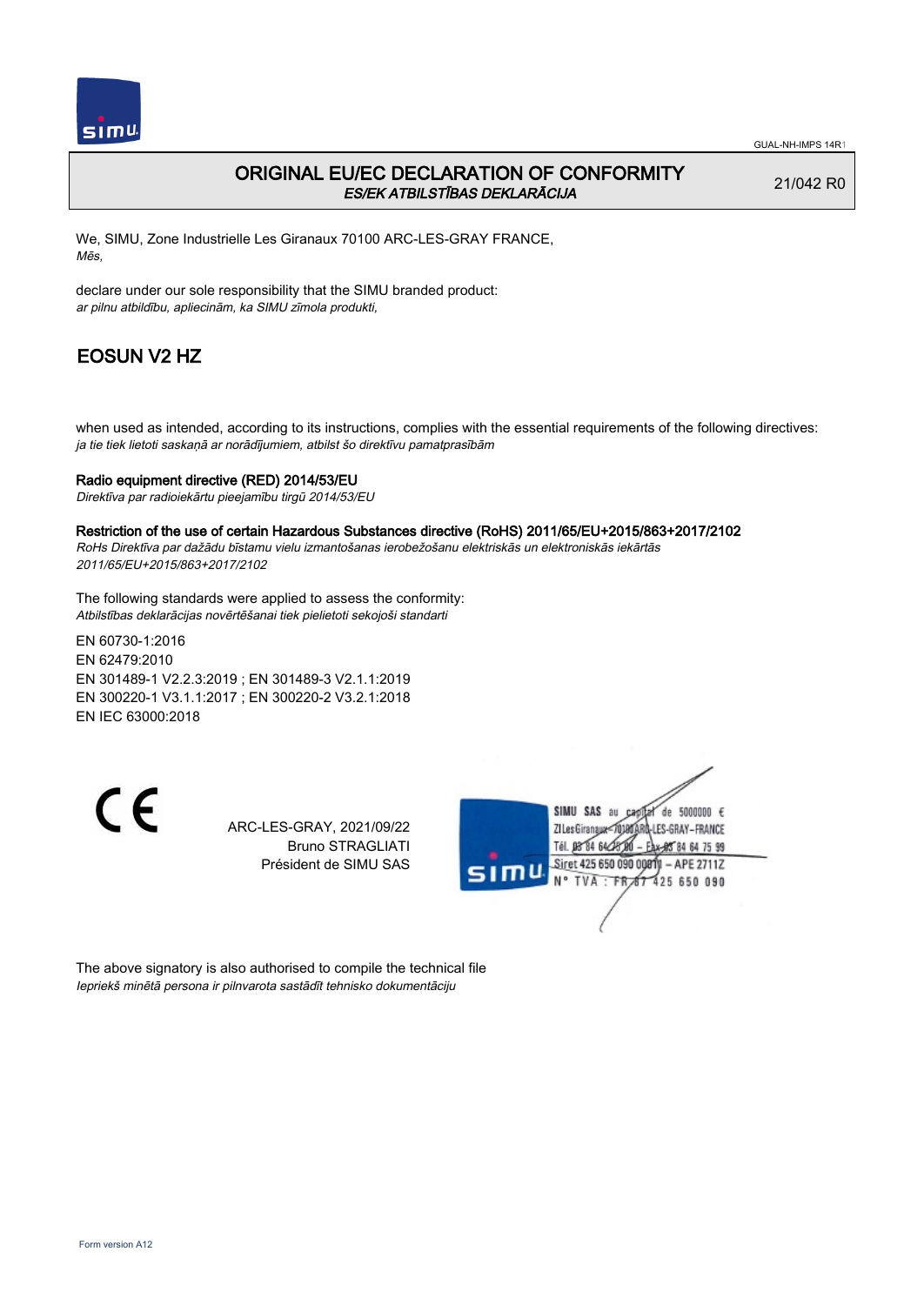# ORIGINAL EU/EC DECLARATION OF CONFORMITY

*ES/EK ATBILSTĪBAS DEKLARĀCIJA*

21/042 R0

We, SIMU, Zone Industrielle Les Giranaux 70100 ARC-LES-GRAY FRANCE,
*Mēs,*

declare under our sole responsibility that the SIMU branded product:
*ar pilnu atbildību, apliecinām, ka SIMU zīmola produkti,*

## EOSUN V2 HZ

when used as intended, according to its instructions, complies with the essential requirements of the following directives:
*ja tie tiek lietoti saskaņā ar norādījumiem, atbilst šo direktīvu pamatprasībām*

**Radio equipment directive (RED) 2014/53/EU**
*Direktīva par radioiekārtu pieejamību tirgū 2014/53/EU*

**Restriction of the use of certain Hazardous Substances directive (RoHS) 2011/65/EU+2015/863+2017/2102**
*RoHs Direktīva par dažādu bīstamu vielu izmantošanas ierobežošanu elektriskās un elektroniskās iekārtās 2011/65/EU+2015/863+2017/2102*

The following standards were applied to assess the conformity:
*Atbilstības deklarācijas novērtēšanai tiek pielietoti sekojoši standarti*

EN 60730-1:2016
EN 62479:2010
EN 301489-1 V2.2.3:2019 ; EN 301489-3 V2.1.1:2019
EN 300220-1 V3.1.1:2017 ; EN 300220-2 V3.2.1:2018
EN IEC 63000:2018

CE

ARC-LES-GRAY, 2021/09/22
Bruno STRAGLIATI
Président de SIMU SAS

SIMU SAS au capital de 5000000 €
ZI Les Giranaux 70100 ARC-LES-GRAY-FRANCE
Tél. 03 84 64 75 00 – Fax 03 84 64 75 99
Siret 425 650 090 00011 – APE 2711Z
N° TVA : FR 87 425 650 090

The above signatory is also authorised to compile the technical file
*Iepriekš minētā persona ir pilnvarota sastādīt tehnisko dokumentāciju*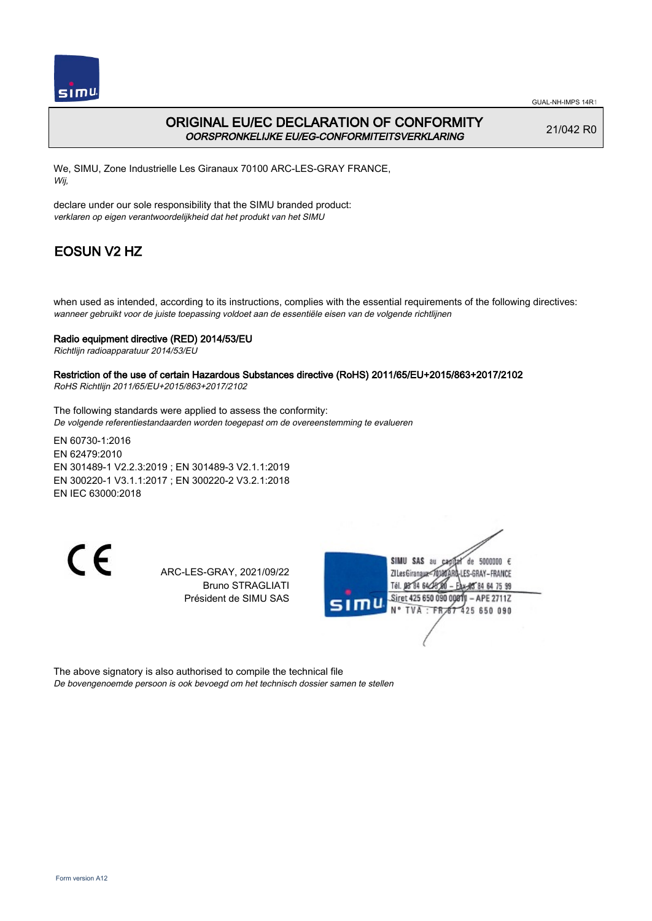GUAL-NH-IMPS 14R1

# ORIGINAL EU/EC DECLARATION OF CONFORMITY
*OORSPRONKELIJKE EU/EG-CONFORMITEITSVERKLARING*

21/042 R0

We, SIMU, Zone Industrielle Les Giranaux 70100 ARC-LES-GRAY FRANCE,
*Wij,*

declare under our sole responsibility that the SIMU branded product:
*verklaren op eigen verantwoordelijkheid dat het produkt van het SIMU*

## EOSUN V2 HZ

when used as intended, according to its instructions, complies with the essential requirements of the following directives:
*wanneer gebruikt voor de juiste toepassing voldoet aan de essentiële eisen van de volgende richtlijnen*

**Radio equipment directive (RED) 2014/53/EU**
*Richtlijn radioapparatuur 2014/53/EU*

**Restriction of the use of certain Hazardous Substances directive (RoHS) 2011/65/EU+2015/863+2017/2102**
*RoHS Richtlijn 2011/65/EU+2015/863+2017/2102*

The following standards were applied to assess the conformity:
*De volgende referentiestandaarden worden toegepast om de overeenstemming te evalueren*

EN 60730-1:2016
EN 62479:2010
EN 301489-1 V2.2.3:2019 ; EN 301489-3 V2.1.1:2019
EN 300220-1 V3.1.1:2017 ; EN 300220-2 V3.2.1:2018
EN IEC 63000:2018

ARC-LES-GRAY, 2021/09/22
Bruno STRAGLIATI
Président de SIMU SAS

SIMU SAS au capital de 5000000 €
ZI Les Giranaux 70100 ARC-LES-GRAY-FRANCE
Tél. 03 84 64 75 00 – Fax 03 84 64 75 99
Siret 425 650 090 00011 – APE 2711Z
N° TVA : FR 87 425 650 090

The above signatory is also authorised to compile the technical file
*De bovengenoemde persoon is ook bevoegd om het technisch dossier samen te stellen*

Form version A12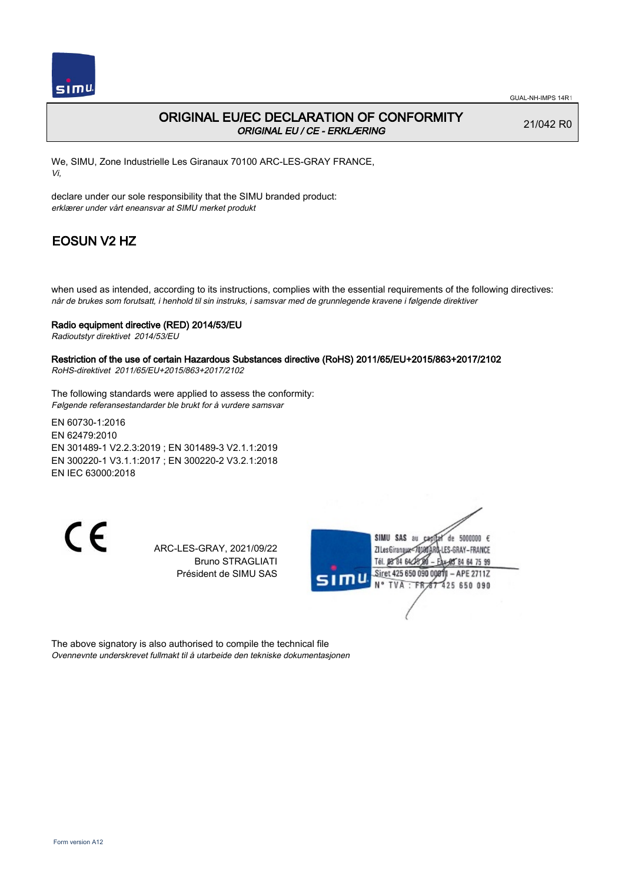GUAL-NH-IMPS 14R1

# ORIGINAL EU/EC DECLARATION OF CONFORMITY

*ORIGINAL EU / CE - ERKLÆRING*

21/042 R0

We, SIMU, Zone Industrielle Les Giranaux 70100 ARC-LES-GRAY FRANCE,
*Vi,*

declare under our sole responsibility that the SIMU branded product:
*erklærer under vårt eneansvar at SIMU merket produkt*

## EOSUN V2 HZ

when used as intended, according to its instructions, complies with the essential requirements of the following directives:
*når de brukes som forutsatt, i henhold til sin instruks, i samsvar med de grunnlegende kravene i følgende direktiver*

**Radio equipment directive (RED) 2014/53/EU**
*Radioutstyr direktivet 2014/53/EU*

**Restriction of the use of certain Hazardous Substances directive (RoHS) 2011/65/EU+2015/863+2017/2102**
*RoHS-direktivet 2011/65/EU+2015/863+2017/2102*

The following standards were applied to assess the conformity:
*Følgende referansestandarder ble brukt for å vurdere samsvar*

EN 60730-1:2016
EN 62479:2010
EN 301489-1 V2.2.3:2019 ; EN 301489-3 V2.1.1:2019
EN 300220-1 V3.1.1:2017 ; EN 300220-2 V3.2.1:2018
EN IEC 63000:2018

CE

ARC-LES-GRAY, 2021/09/22
Bruno STRAGLIATI
Président de SIMU SAS

SIMU SAS au capital de 5000000 €
ZI Les Giranaux 70100 ARC-LES-GRAY-FRANCE
Tél. 03 84 64 78 00 – Fax 03 84 64 75 99
Siret 425 650 090 00011 – APE 2711Z
N° TVA : FR 87 425 650 090

The above signatory is also authorised to compile the technical file
*Ovennevnte underskrevet fullmakt til å utarbeide den tekniske dokumentasjonen*

Form version A12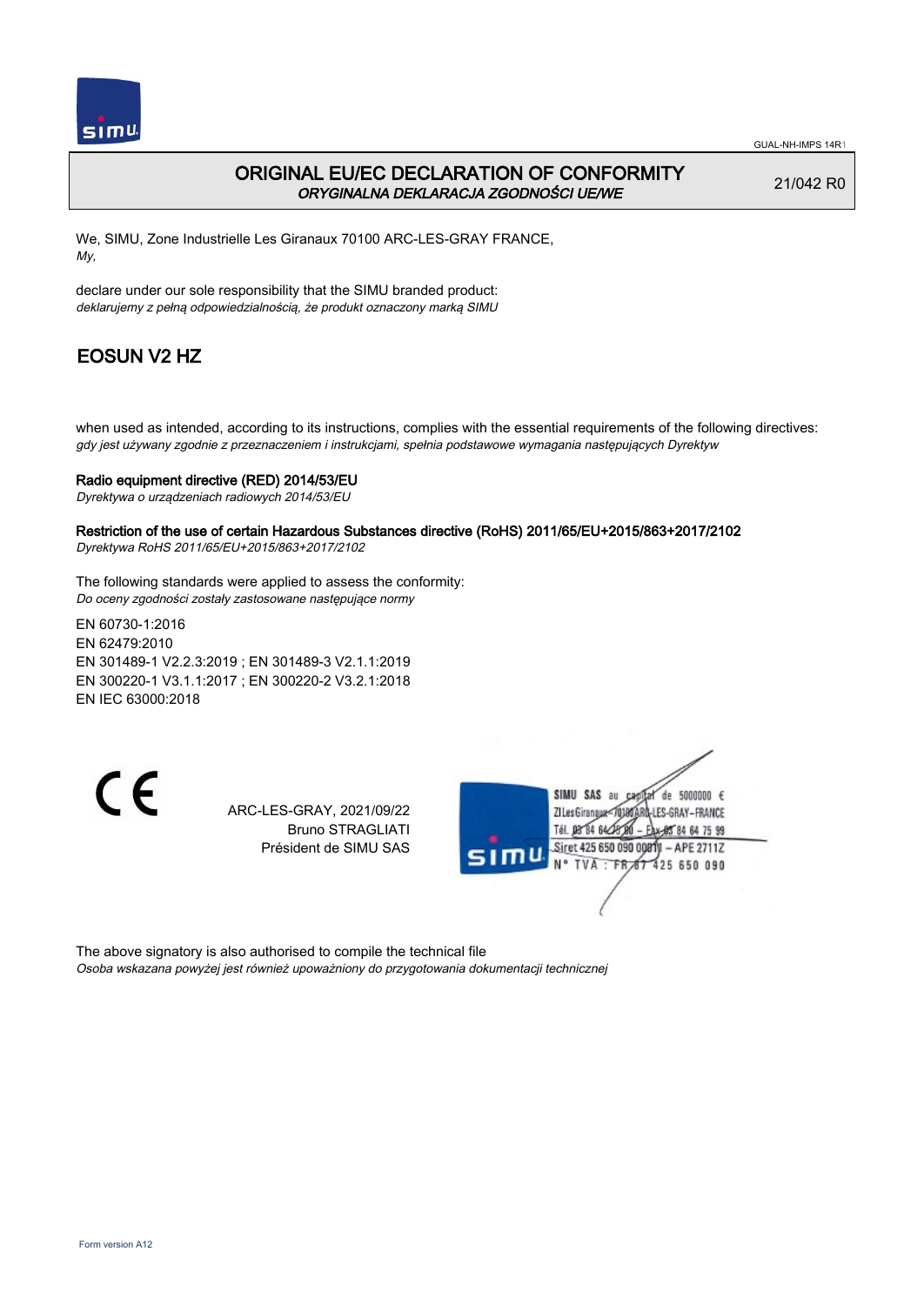GUAL-NH-IMPS 14R1

# ORIGINAL EU/EC DECLARATION OF CONFORMITY

*ORYGINALNA DEKLARACJA ZGODNOŚCI UE/WE*

21/042 R0

We, SIMU, Zone Industrielle Les Giranaux 70100 ARC-LES-GRAY FRANCE,
*My,*

declare under our sole responsibility that the SIMU branded product:
*deklarujemy z pełną odpowiedzialnością, że produkt oznaczony marką SIMU*

## EOSUN V2 HZ

when used as intended, according to its instructions, complies with the essential requirements of the following directives:
*gdy jest używany zgodnie z przeznaczeniem i instrukcjami, spełnia podstawowe wymagania następujących Dyrektyw*

**Radio equipment directive (RED) 2014/53/EU**
*Dyrektywa o urządzeniach radiowych 2014/53/EU*

**Restriction of the use of certain Hazardous Substances directive (RoHS) 2011/65/EU+2015/863+2017/2102**
*Dyrektywa RoHS 2011/65/EU+2015/863+2017/2102*

The following standards were applied to assess the conformity:
*Do oceny zgodności zostały zastosowane następujące normy*

EN 60730-1:2016
EN 62479:2010
EN 301489-1 V2.2.3:2019 ; EN 301489-3 V2.1.1:2019
EN 300220-1 V3.1.1:2017 ; EN 300220-2 V3.2.1:2018
EN IEC 63000:2018

CE

ARC-LES-GRAY, 2021/09/22
Bruno STRAGLIATI
Président de SIMU SAS

SIMU SAS au capital de 5000000 €
ZI Les Giranaux 70100 ARC-LES-GRAY-FRANCE
Tél. 03 84 64 75 00 – Fax 03 84 64 75 99
Siret 425 650 090 00011 – APE 2711Z
N° TVA : FR 87 425 650 090

The above signatory is also authorised to compile the technical file
*Osoba wskazana powyżej jest również upoważniony do przygotowania dokumentacji technicznej*

Form version A12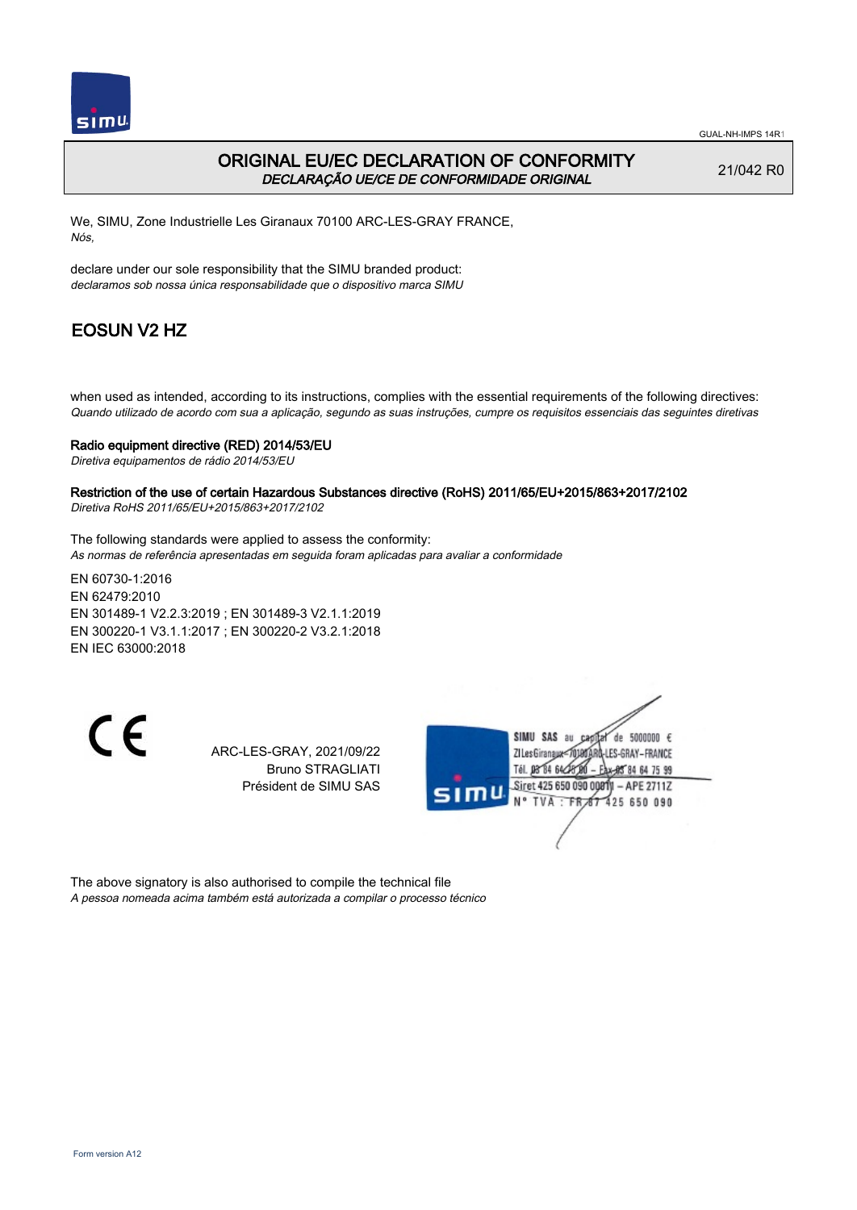GUAL-NH-IMPS 14R1

# ORIGINAL EU/EC DECLARATION OF CONFORMITY

*DECLARAÇÃO UE/CE DE CONFORMIDADE ORIGINAL*

21/042 R0

We, SIMU, Zone Industrielle Les Giranaux 70100 ARC-LES-GRAY FRANCE,
*Nós,*

declare under our sole responsibility that the SIMU branded product:
*declaramos sob nossa única responsabilidade que o dispositivo marca SIMU*

## EOSUN V2 HZ

when used as intended, according to its instructions, complies with the essential requirements of the following directives:
*Quando utilizado de acordo com sua a aplicação, segundo as suas instruções, cumpre os requisitos essenciais das seguintes diretivas*

**Radio equipment directive (RED) 2014/53/EU**
*Diretiva equipamentos de rádio 2014/53/EU*

**Restriction of the use of certain Hazardous Substances directive (RoHS) 2011/65/EU+2015/863+2017/2102**
*Diretiva RoHS 2011/65/EU+2015/863+2017/2102*

The following standards were applied to assess the conformity:
*As normas de referência apresentadas em seguida foram aplicadas para avaliar a conformidade*

EN 60730-1:2016
EN 62479:2010
EN 301489-1 V2.2.3:2019 ; EN 301489-3 V2.1.1:2019
EN 300220-1 V3.1.1:2017 ; EN 300220-2 V3.2.1:2018
EN IEC 63000:2018

CE

ARC-LES-GRAY, 2021/09/22
Bruno STRAGLIATI
Président de SIMU SAS

SIMU SAS au capital de 5000000 €
ZI Les Giranaux 70100 ARC-LES-GRAY-FRANCE
Tél. 03 84 64 28 00 – Fax 03 84 64 75 99
Siret 425 650 090 00011 – APE 2711Z
N° TVA : FR 87 425 650 090

The above signatory is also authorised to compile the technical file
*A pessoa nomeada acima também está autorizada a compilar o processo técnico*

Form version A12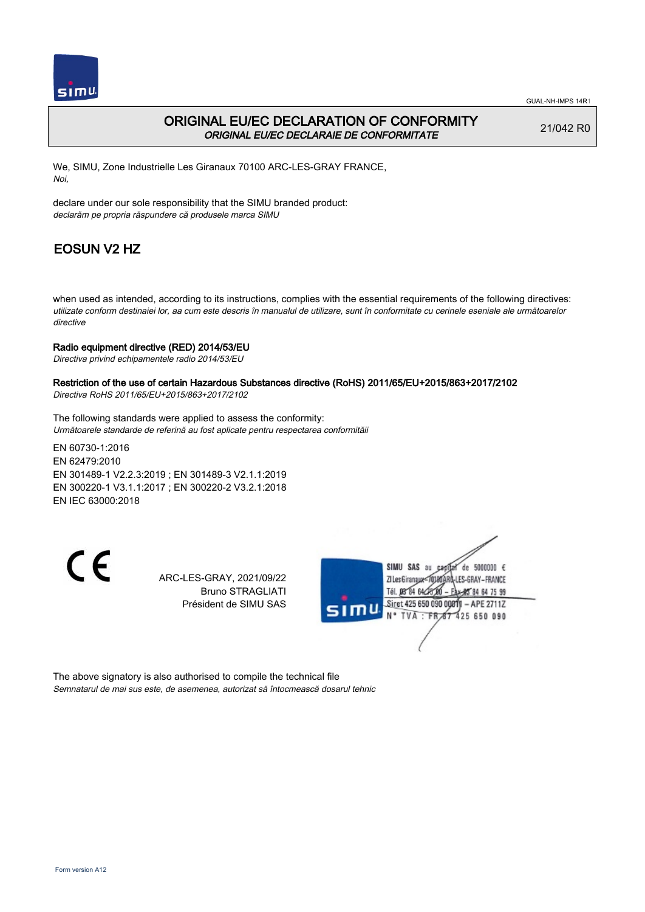GUAL-NH-IMPS 14R1

# ORIGINAL EU/EC DECLARATION OF CONFORMITY

*ORIGINAL EU/EC DECLARAIE DE CONFORMITATE*

21/042 R0

We, SIMU, Zone Industrielle Les Giranaux 70100 ARC-LES-GRAY FRANCE,
*Noi,*

declare under our sole responsibility that the SIMU branded product:
*declarăm pe propria răspundere că produsele marca SIMU*

## EOSUN V2 HZ

when used as intended, according to its instructions, complies with the essential requirements of the following directives:
*utilizate conform destinaiei lor, aa cum este descris în manualul de utilizare, sunt în conformitate cu cerinele eseniale ale următoarelor directive*

**Radio equipment directive (RED) 2014/53/EU**
*Directiva privind echipamentele radio 2014/53/EU*

**Restriction of the use of certain Hazardous Substances directive (RoHS) 2011/65/EU+2015/863+2017/2102**
*Directiva RoHS 2011/65/EU+2015/863+2017/2102*

The following standards were applied to assess the conformity:
*Următoarele standarde de referină au fost aplicate pentru respectarea conformităii*

EN 60730-1:2016
EN 62479:2010
EN 301489-1 V2.2.3:2019 ; EN 301489-3 V2.1.1:2019
EN 300220-1 V3.1.1:2017 ; EN 300220-2 V3.2.1:2018
EN IEC 63000:2018

CE

ARC-LES-GRAY, 2021/09/22
Bruno STRAGLIATI
Président de SIMU SAS

SIMU SAS au capital de 5000000 €
ZI Les Giranaux 70100 ARC-LES-GRAY-FRANCE
Tél. 03 84 64 28 00 – Fax 03 84 64 75 99
Siret 425 650 090 00011 – APE 2711Z
N° TVA : FR 87 425 650 090

The above signatory is also authorised to compile the technical file
*Semnatarul de mai sus este, de asemenea, autorizat să întocmească dosarul tehnic*

Form version A12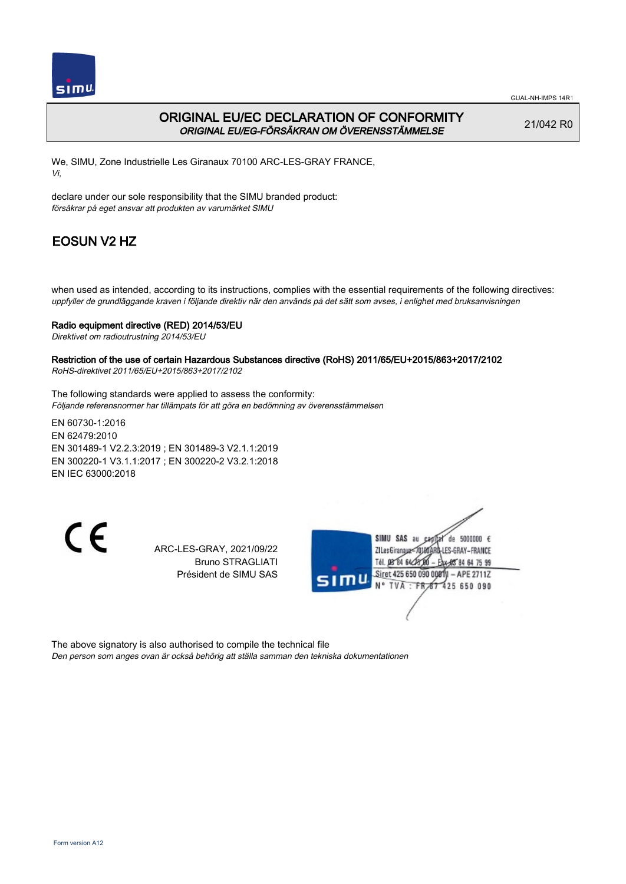GUAL-NH-IMPS 14R1

# ORIGINAL EU/EC DECLARATION OF CONFORMITY
*ORIGINAL EU/EG-FÖRSÄKRAN OM ÖVERENSSTÄMMELSE*

21/042 R0

We, SIMU, Zone Industrielle Les Giranaux 70100 ARC-LES-GRAY FRANCE,
*Vi,*

declare under our sole responsibility that the SIMU branded product:
*försäkrar på eget ansvar att produkten av varumärket SIMU*

## EOSUN V2 HZ

when used as intended, according to its instructions, complies with the essential requirements of the following directives:
*uppfyller de grundläggande kraven i följande direktiv när den används på det sätt som avses, i enlighet med bruksanvisningen*

**Radio equipment directive (RED) 2014/53/EU**
*Direktivet om radioutrustning 2014/53/EU*

**Restriction of the use of certain Hazardous Substances directive (RoHS) 2011/65/EU+2015/863+2017/2102**
*RoHS-direktivet 2011/65/EU+2015/863+2017/2102*

The following standards were applied to assess the conformity:
*Följande referensnormer har tillämpats för att göra en bedömning av överensstämmelsen*

EN 60730-1:2016
EN 62479:2010
EN 301489-1 V2.2.3:2019 ; EN 301489-3 V2.1.1:2019
EN 300220-1 V3.1.1:2017 ; EN 300220-2 V3.2.1:2018
EN IEC 63000:2018

ARC-LES-GRAY, 2021/09/22
Bruno STRAGLIATI
Président de SIMU SAS

SIMU SAS au capital de 5000000 €
ZI Les Giranaux 70100 ARC-LES-GRAY-FRANCE
Tél. 03 84 64 78 00 – Fax 03 84 64 75 99
Siret 425 650 090 00011 – APE 2711Z
N° TVA : FR 87 425 650 090

The above signatory is also authorised to compile the technical file
*Den person som anges ovan är också behörig att ställa samman den tekniska dokumentationen*

Form version A12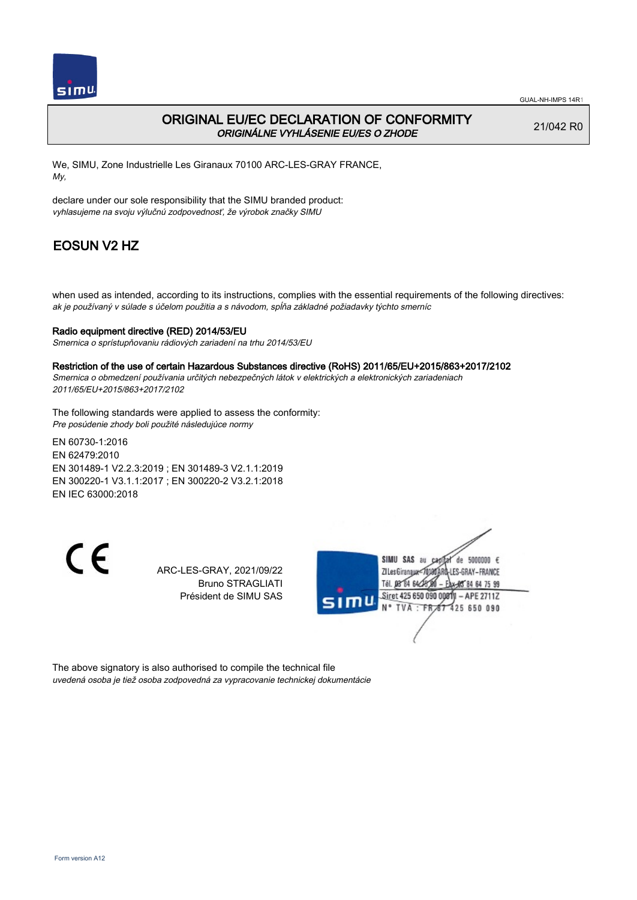GUAL-NH-IMPS 14R1

# ORIGINAL EU/EC DECLARATION OF CONFORMITY

*ORIGINÁLNE VYHLÁSENIE EU/ES O ZHODE*

21/042 R0

We, SIMU, Zone Industrielle Les Giranaux 70100 ARC-LES-GRAY FRANCE,
*My,*

declare under our sole responsibility that the SIMU branded product:
*vyhlasujeme na svoju výlučnú zodpovednosť, že výrobok značky SIMU*

## EOSUN V2 HZ

when used as intended, according to its instructions, complies with the essential requirements of the following directives:
*ak je používaný v súlade s účelom použitia a s návodom, spĺňa základné požiadavky týchto smerníc*

**Radio equipment directive (RED) 2014/53/EU**
*Smernica o sprístupňovaniu rádiových zariadení na trhu 2014/53/EU*

**Restriction of the use of certain Hazardous Substances directive (RoHS) 2011/65/EU+2015/863+2017/2102**
*Smernica o obmedzení používania určitých nebezpečných látok v elektrických a elektronických zariadeniach 2011/65/EU+2015/863+2017/2102*

The following standards were applied to assess the conformity:
*Pre posúdenie zhody boli použité následujúce normy*

EN 60730-1:2016
EN 62479:2010
EN 301489-1 V2.2.3:2019 ; EN 301489-3 V2.1.1:2019
EN 300220-1 V3.1.1:2017 ; EN 300220-2 V3.2.1:2018
EN IEC 63000:2018

CE

ARC-LES-GRAY, 2021/09/22
Bruno STRAGLIATI
Président de SIMU SAS

SIMU SAS au capital de 5000000 €
ZI Les Giranaux 70100 ARC-LES-GRAY-FRANCE
Tél. 03 84 64 75 00 – Fax 03 84 64 75 99
Siret 425 650 090 00011 – APE 2711Z
N° TVA : FR 87 425 650 090

The above signatory is also authorised to compile the technical file
*uvedená osoba je tiež osoba zodpovedná za vypracovanie technickej dokumentácie*

Form version A12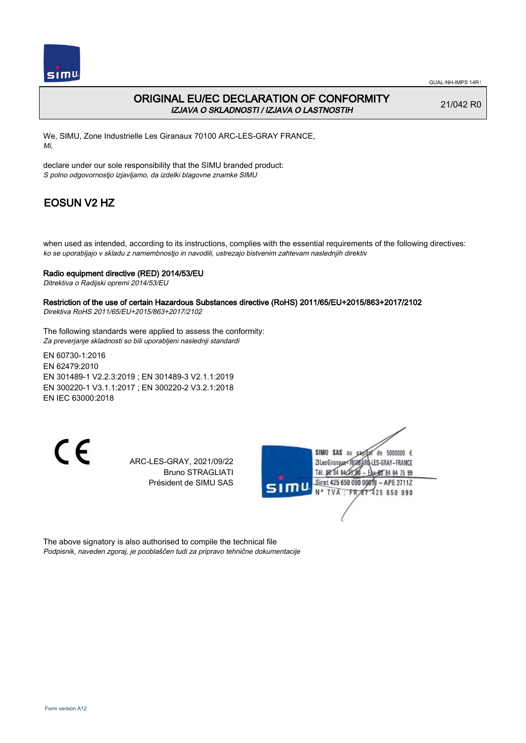# ORIGINAL EU/EC DECLARATION OF CONFORMITY

*IZJAVA O SKLADNOSTI / IZJAVA O LASTNOSTIH*

21/042 R0

We, SIMU, Zone Industrielle Les Giranaux 70100 ARC-LES-GRAY FRANCE,
*Mi,*

declare under our sole responsibility that the SIMU branded product:
*S polno odgovornostjo izjavljamo, da izdelki blagovne znamke SIMU*

## EOSUN V2 HZ

when used as intended, according to its instructions, complies with the essential requirements of the following directives:
*ko se uporabljajo v skladu z namembnostjo in navodili, ustrezajo bistvenim zahtevam naslednjih direktiv*

**Radio equipment directive (RED) 2014/53/EU**
*Ditrektiva o Radijski opremi 2014/53/EU*

**Restriction of the use of certain Hazardous Substances directive (RoHS) 2011/65/EU+2015/863+2017/2102**
*Direktiva RoHS 2011/65/EU+2015/863+2017/2102*

The following standards were applied to assess the conformity:
*Za preverjanje skladnosti so bili uporabljeni naslednji standardi*

EN 60730-1:2016
EN 62479:2010
EN 301489-1 V2.2.3:2019 ; EN 301489-3 V2.1.1:2019
EN 300220-1 V3.1.1:2017 ; EN 300220-2 V3.2.1:2018
EN IEC 63000:2018

CE

ARC-LES-GRAY, 2021/09/22
Bruno STRAGLIATI
Président de SIMU SAS

SIMU SAS au capital de 5000000 €
ZI Les Giranaux 70100 ARC-LES-GRAY-FRANCE
Tél. 03 84 64 75 00 – Fax 03 84 64 75 99
Siret 425 650 090 00011 – APE 2711Z
N° TVA : FR 87 425 650 090

The above signatory is also authorised to compile the technical file
*Podpisnik, naveden zgoraj, je pooblaščen tudi za pripravo tehnične dokumentacije*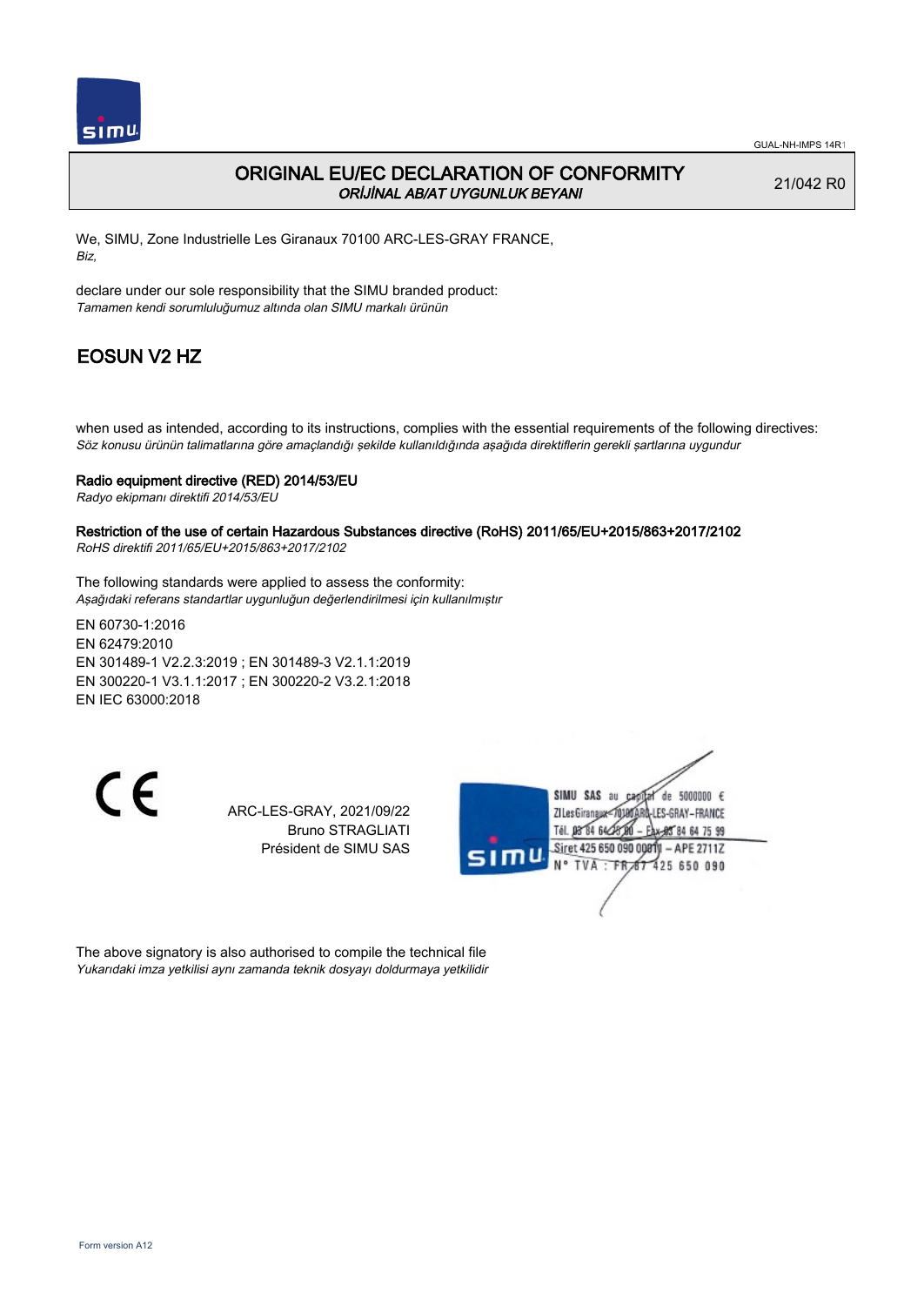# ORIGINAL EU/EC DECLARATION OF CONFORMITY

*ORİJİNAL AB/AT UYGUNLUK BEYANI*

21/042 R0

We, SIMU, Zone Industrielle Les Giranaux 70100 ARC-LES-GRAY FRANCE,
*Biz,*

declare under our sole responsibility that the SIMU branded product:
*Tamamen kendi sorumluluğumuz altında olan SIMU markalı ürünün*

## EOSUN V2 HZ

when used as intended, according to its instructions, complies with the essential requirements of the following directives:
*Söz konusu ürünün talimatlarına göre amaçlandığı şekilde kullanıldığında aşağıda direktiflerin gerekli şartlarına uygundur*

**Radio equipment directive (RED) 2014/53/EU**
*Radyo ekipmanı direktifi 2014/53/EU*

**Restriction of the use of certain Hazardous Substances directive (RoHS) 2011/65/EU+2015/863+2017/2102**
*RoHS direktifi 2011/65/EU+2015/863+2017/2102*

The following standards were applied to assess the conformity:
*Aşağıdaki referans standartlar uygunluğun değerlendirilmesi için kullanılmıştır*

EN 60730-1:2016
EN 62479:2010
EN 301489-1 V2.2.3:2019 ; EN 301489-3 V2.1.1:2019
EN 300220-1 V3.1.1:2017 ; EN 300220-2 V3.2.1:2018
EN IEC 63000:2018

CE

ARC-LES-GRAY, 2021/09/22
Bruno STRAGLIATI
Président de SIMU SAS

SIMU SAS au capital de 5000000 €
ZI Les Giranaux 70100 ARC-LES-GRAY-FRANCE
Tél. 03 84 64 78 00 – Fax 03 84 64 75 99
Siret 425 650 090 00811 – APE 2711Z
N° TVA : FR 87 425 650 090

The above signatory is also authorised to compile the technical file
*Yukarıdaki imza yetkilisi aynı zamanda teknik dosyayı doldurmaya yetkilidir*